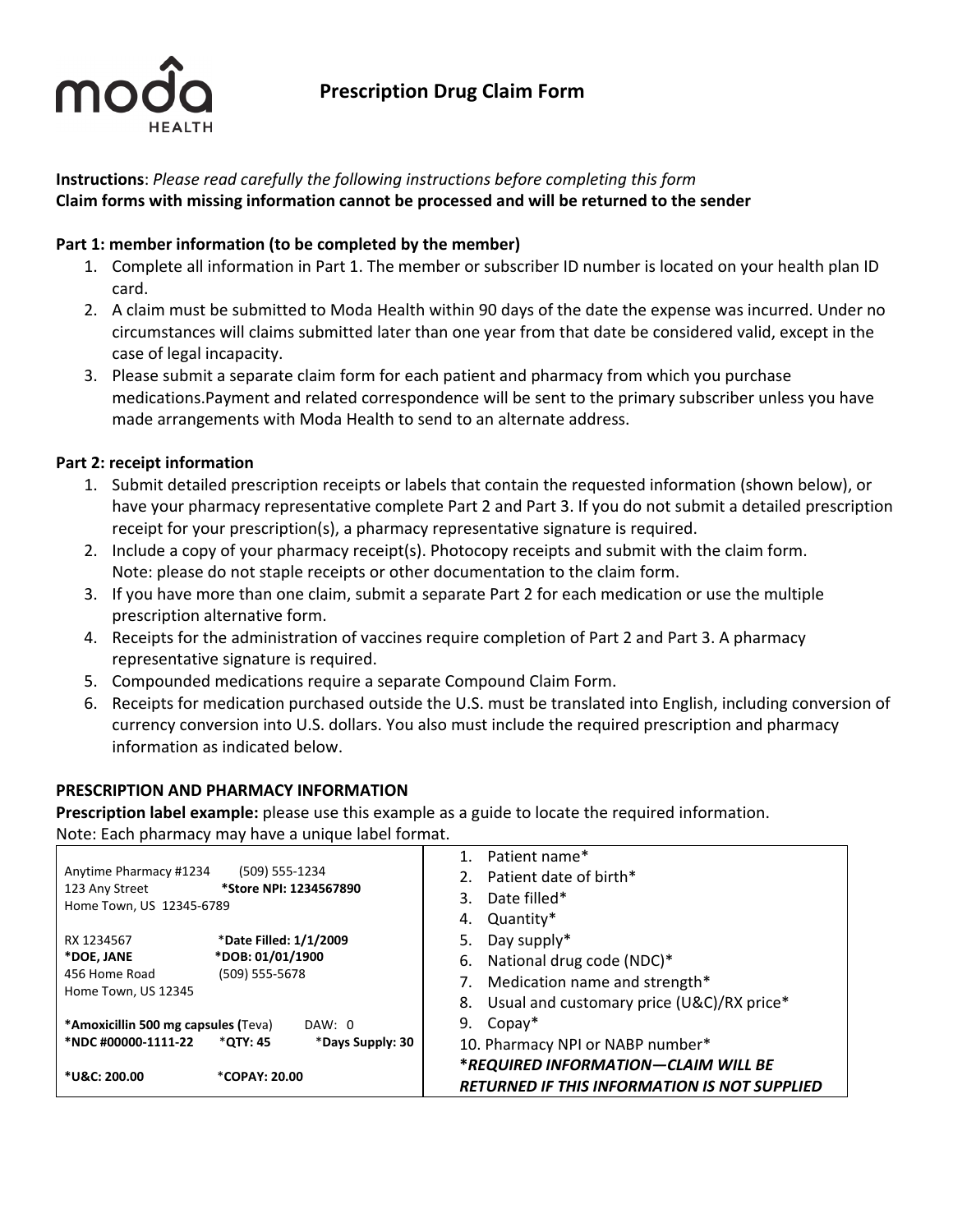moda HEALTH

# Prescription Drug Claim Form

**Instructions**: *Please read carefully the following instructions before completing this form*
**Claim forms with missing information cannot be processed and will be returned to the sender**

**Part 1: member information (to be completed by the member)**

1. Complete all information in Part 1. The member or subscriber ID number is located on your health plan ID card.
2. A claim must be submitted to Moda Health within 90 days of the date the expense was incurred. Under no circumstances will claims submitted later than one year from that date be considered valid, except in the case of legal incapacity.
3. Please submit a separate claim form for each patient and pharmacy from which you purchase medications.Payment and related correspondence will be sent to the primary subscriber unless you have made arrangements with Moda Health to send to an alternate address.

**Part 2: receipt information**

1. Submit detailed prescription receipts or labels that contain the requested information (shown below), or have your pharmacy representative complete Part 2 and Part 3. If you do not submit a detailed prescription receipt for your prescription(s), a pharmacy representative signature is required.
2. Include a copy of your pharmacy receipt(s). Photocopy receipts and submit with the claim form. Note: please do not staple receipts or other documentation to the claim form.
3. If you have more than one claim, submit a separate Part 2 for each medication or use the multiple prescription alternative form.
4. Receipts for the administration of vaccines require completion of Part 2 and Part 3. A pharmacy representative signature is required.
5. Compounded medications require a separate Compound Claim Form.
6. Receipts for medication purchased outside the U.S. must be translated into English, including conversion of currency conversion into U.S. dollars. You also must include the required prescription and pharmacy information as indicated below.

**PRESCRIPTION AND PHARMACY INFORMATION**

**Prescription label example:** please use this example as a guide to locate the required information.
Note: Each pharmacy may have a unique label format.

| Prescription label | Required information |
|---|---|
| Anytime Pharmacy #1234 (509) 555-1234<br>123 Any Street **\*Store NPI: 1234567890**<br>Home Town, US 12345-6789<br><br>RX 1234567 \***Date Filled: 1/1/2009**<br>**\*DOE, JANE** **\*DOB: 01/01/1900**<br>456 Home Road (509) 555-5678<br>Home Town, US 12345<br><br>**\*Amoxicillin 500 mg capsules (**Teva) DAW: 0<br>**\*NDC #00000-1111-22** \***QTY: 45** \***Days Supply: 30**<br><br>**\*U&C: 200.00** \***COPAY: 20.00** | 1. Patient name*<br>2. Patient date of birth*<br>3. Date filled*<br>4. Quantity*<br>5. Day supply*<br>6. National drug code (NDC)*<br>7. Medication name and strength*<br>8. Usual and customary price (U&C)/RX price*<br>9. Copay*<br>10. Pharmacy NPI or NABP number*<br>***\*REQUIRED INFORMATION—CLAIM WILL BE RETURNED IF THIS INFORMATION IS NOT SUPPLIED*** |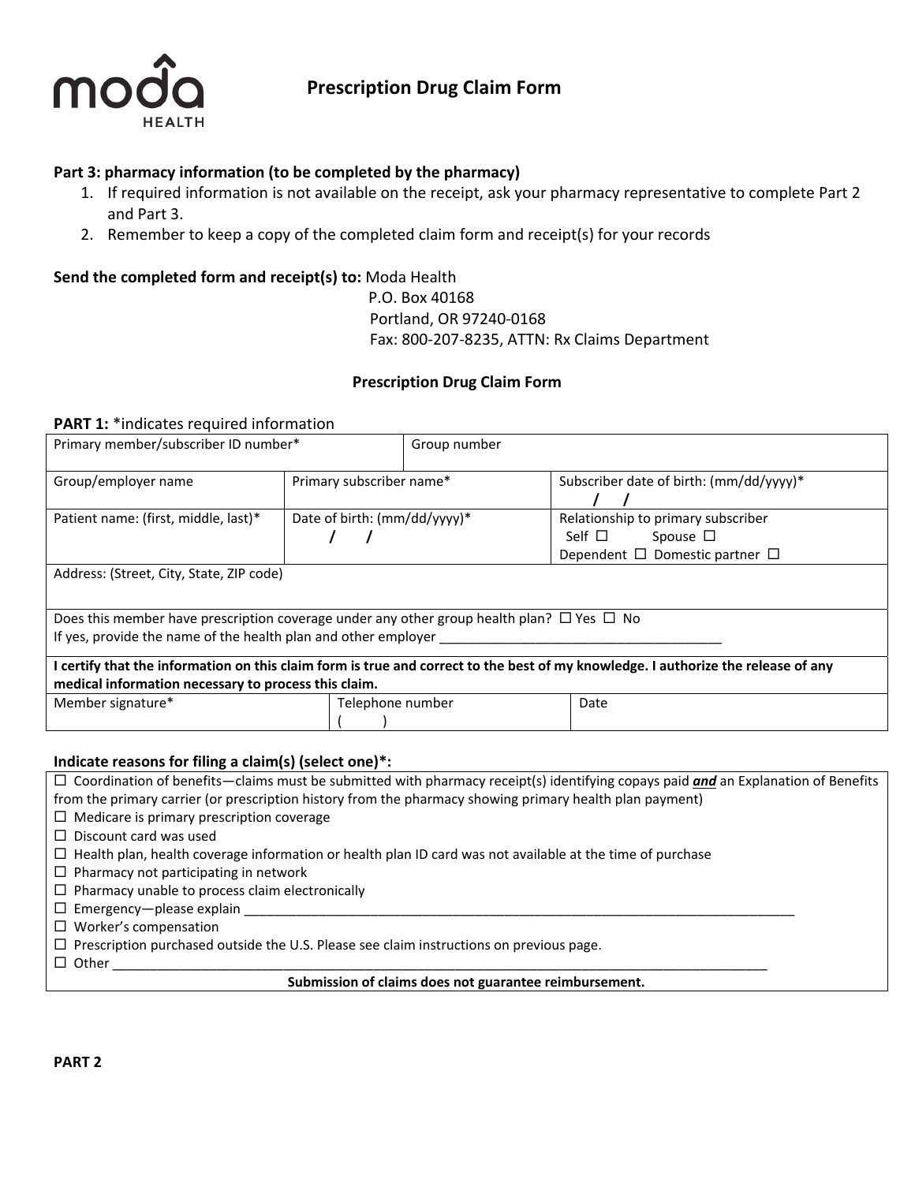# Prescription Drug Claim Form

**Part 3: pharmacy information (to be completed by the pharmacy)**

1. If required information is not available on the receipt, ask your pharmacy representative to complete Part 2 and Part 3.
2. Remember to keep a copy of the completed claim form and receipt(s) for your records

**Send the completed form and receipt(s) to:** Moda Health
P.O. Box 40168
Portland, OR 97240-0168
Fax: 800-207-8235, ATTN: Rx Claims Department

## Prescription Drug Claim Form

**PART 1:** *indicates required information

| Primary member/subscriber ID number* | | Group number | | |
|---|---|---|---|---|
| Group/employer name | Primary subscriber name* | | Subscriber date of birth: (mm/dd/yyyy)* / / | |
| Patient name: (first, middle, last)* | Date of birth: (mm/dd/yyyy)* / / | | Relationship to primary subscriber Self ☐ Spouse ☐ Dependent ☐ Domestic partner ☐ | |
| Address: (Street, City, State, ZIP code) | | | | |
| Does this member have prescription coverage under any other group health plan? ☐ Yes ☐ No If yes, provide the name of the health plan and other employer ______________________________________ | | | | |
| **I certify that the information on this claim form is true and correct to the best of my knowledge. I authorize the release of any medical information necessary to process this claim.** | | | | |
| Member signature* | | Telephone number ( ) | | Date |

**Indicate reasons for filing a claim(s) (select one)*:**

- ☐ Coordination of benefits—claims must be submitted with pharmacy receipt(s) identifying copays paid ***and*** an Explanation of Benefits from the primary carrier (or prescription history from the pharmacy showing primary health plan payment)
- ☐ Medicare is primary prescription coverage
- ☐ Discount card was used
- ☐ Health plan, health coverage information or health plan ID card was not available at the time of purchase
- ☐ Pharmacy not participating in network
- ☐ Pharmacy unable to process claim electronically
- ☐ Emergency—please explain ______________________________________________________________________________
- ☐ Worker's compensation
- ☐ Prescription purchased outside the U.S. Please see claim instructions on previous page.
- ☐ Other ______________________________________________________________________________________________

**Submission of claims does not guarantee reimbursement.**

**PART 2**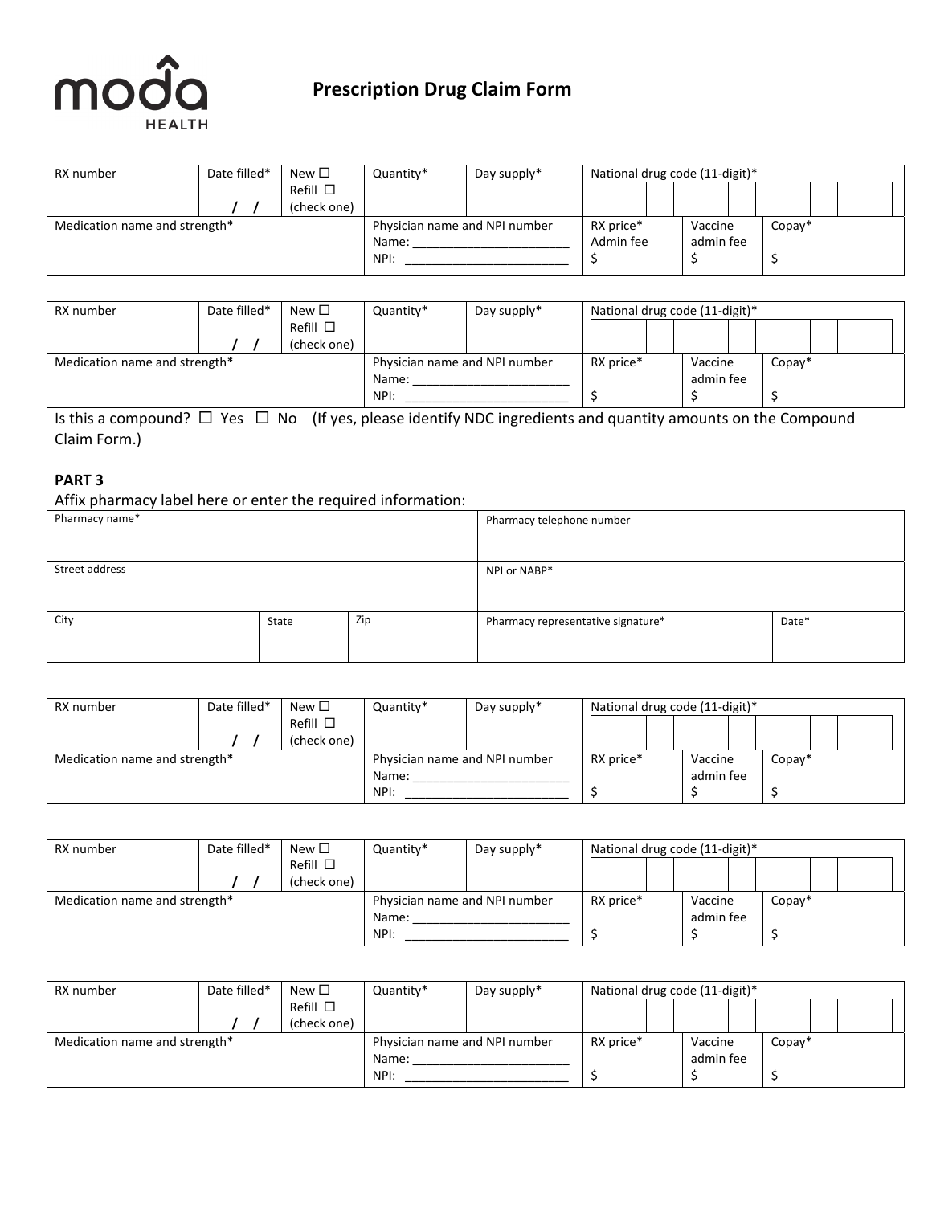# Prescription Drug Claim Form

| RX number | Date filled* | New ☐ Refill ☐ (check one) | Quantity* | Day supply* | National drug code (11-digit)* | | |
|---|---|---|---|---|---|---|---|
| | / / | | | | | | |
| Medication name and strength* | | | Physician name and NPI number<br>Name: ________________________<br>NPI: ________________________ | | RX price* Admin fee<br>$ | Vaccine admin fee<br>$ | Copay*<br>$ |

| RX number | Date filled* | New ☐ Refill ☐ (check one) | Quantity* | Day supply* | National drug code (11-digit)* | | |
|---|---|---|---|---|---|---|---|
| | / / | | | | | | |
| Medication name and strength* | | | Physician name and NPI number<br>Name: ________________________<br>NPI: ________________________ | | RX price*<br>$ | Vaccine admin fee<br>$ | Copay*<br>$ |

Is this a compound? ☐ Yes ☐ No (If yes, please identify NDC ingredients and quantity amounts on the Compound Claim Form.)

**PART 3**

Affix pharmacy label here or enter the required information:

| Pharmacy name* | | | Pharmacy telephone number | |
|---|---|---|---|---|
| Street address | | | NPI or NABP* | |
| City | State | Zip | Pharmacy representative signature* | Date* |

| RX number | Date filled* | New ☐ Refill ☐ (check one) | Quantity* | Day supply* | National drug code (11-digit)* | | |
|---|---|---|---|---|---|---|---|
| | / / | | | | | | |
| Medication name and strength* | | | Physician name and NPI number<br>Name: ________________________<br>NPI: ________________________ | | RX price*<br>$ | Vaccine admin fee<br>$ | Copay*<br>$ |

| RX number | Date filled* | New ☐ Refill ☐ (check one) | Quantity* | Day supply* | National drug code (11-digit)* | | |
|---|---|---|---|---|---|---|---|
| | / / | | | | | | |
| Medication name and strength* | | | Physician name and NPI number<br>Name: ________________________<br>NPI: ________________________ | | RX price*<br>$ | Vaccine admin fee<br>$ | Copay*<br>$ |

| RX number | Date filled* | New ☐ Refill ☐ (check one) | Quantity* | Day supply* | National drug code (11-digit)* | | |
|---|---|---|---|---|---|---|---|
| | / / | | | | | | |
| Medication name and strength* | | | Physician name and NPI number<br>Name: ________________________<br>NPI: ________________________ | | RX price*<br>$ | Vaccine admin fee<br>$ | Copay*<br>$ |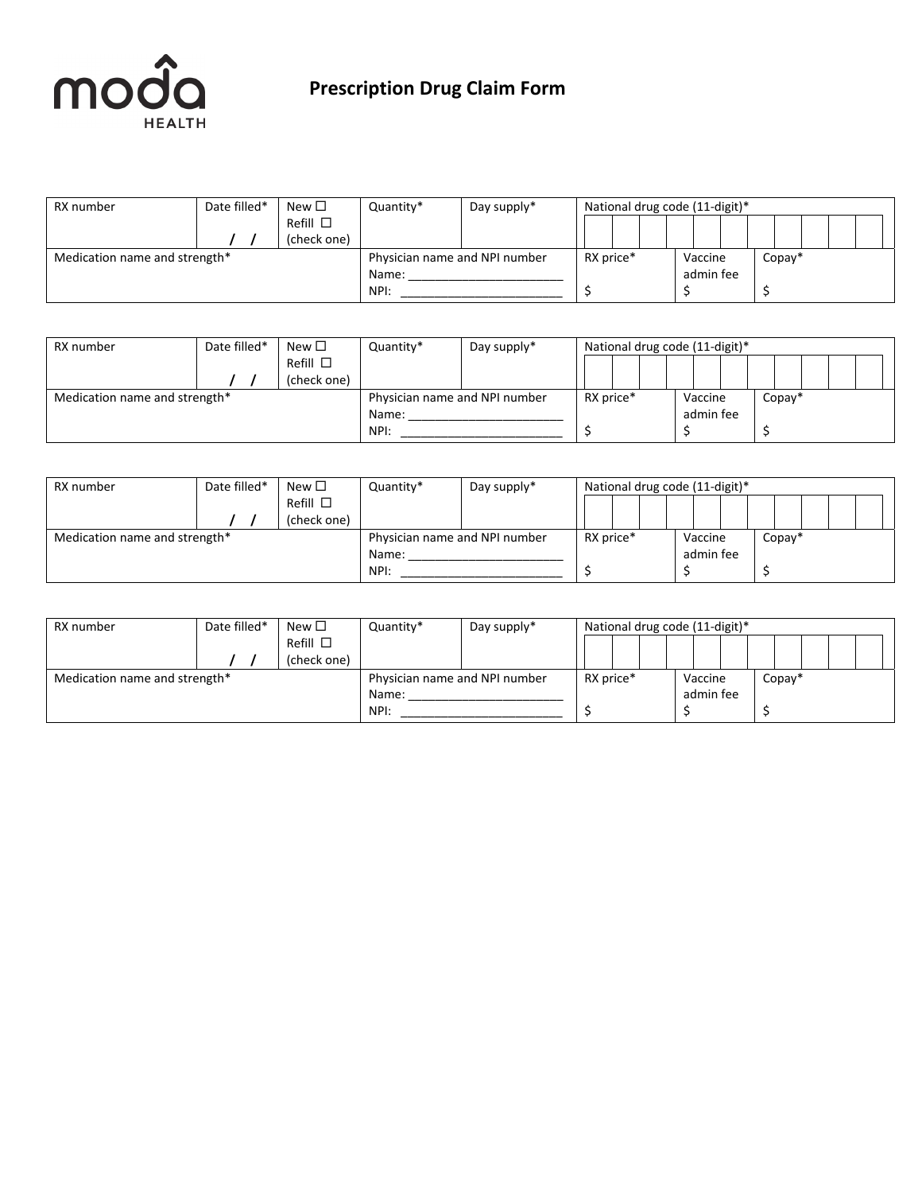# Prescription Drug Claim Form

| RX number | Date filled* | New ☐ Refill ☐ (check one) | Quantity* | Day supply* | National drug code (11-digit)* | |
|---|---|---|---|---|---|---|
| | / / | | | | | |
| Medication name and strength* | | | Physician name and NPI number<br>Name: _______________________<br>NPI: _______________________ | RX price*<br>$ | Vaccine admin fee<br>$ | Copay*<br>$ |

| RX number | Date filled* | New ☐ Refill ☐ (check one) | Quantity* | Day supply* | National drug code (11-digit)* | |
|---|---|---|---|---|---|---|
| | / / | | | | | |
| Medication name and strength* | | | Physician name and NPI number<br>Name: _______________________<br>NPI: _______________________ | RX price*<br>$ | Vaccine admin fee<br>$ | Copay*<br>$ |

| RX number | Date filled* | New ☐ Refill ☐ (check one) | Quantity* | Day supply* | National drug code (11-digit)* | |
|---|---|---|---|---|---|---|
| | / / | | | | | |
| Medication name and strength* | | | Physician name and NPI number<br>Name: _______________________<br>NPI: _______________________ | RX price*<br>$ | Vaccine admin fee<br>$ | Copay*<br>$ |

| RX number | Date filled* | New ☐ Refill ☐ (check one) | Quantity* | Day supply* | National drug code (11-digit)* | |
|---|---|---|---|---|---|---|
| | / / | | | | | |
| Medication name and strength* | | | Physician name and NPI number<br>Name: _______________________<br>NPI: _______________________ | RX price*<br>$ | Vaccine admin fee<br>$ | Copay*<br>$ |